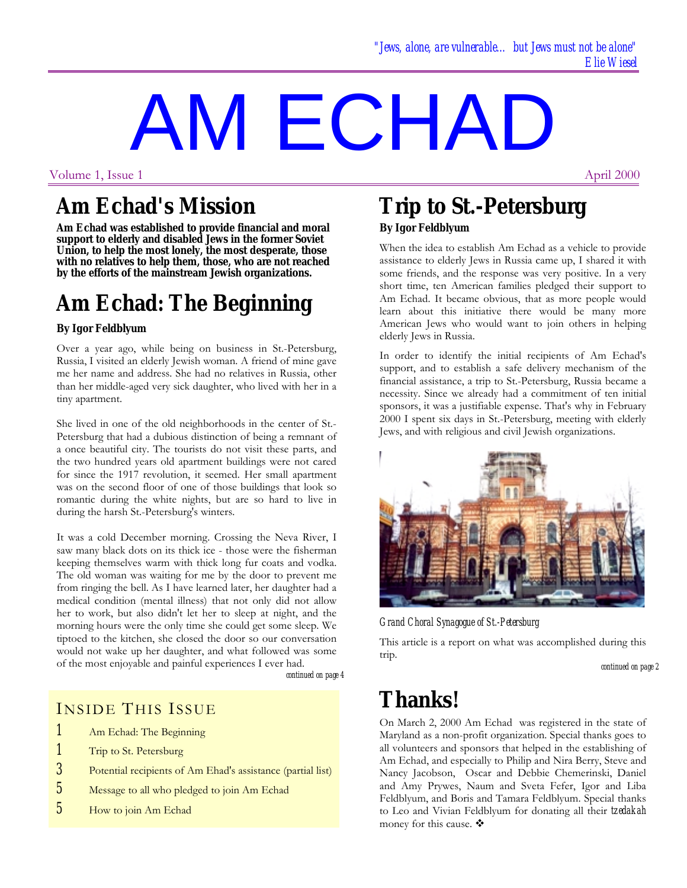*"Jews, alone, are vulnerable... but Jews must not be alone"*
*Elie Wiesel*

# AM ECHAD

Volume 1, Issue 1 April 2000

## Am Echad's Mission

**Am Echad was established to provide financial and moral support to elderly and disabled Jews in the former Soviet Union, to help the most lonely, the most desperate, those with no relatives to help them, those, who are not reached by the efforts of the mainstream Jewish organizations.**

## Am Echad: The Beginning

**By Igor Feldblyum**

Over a year ago, while being on business in St.-Petersburg, Russia, I visited an elderly Jewish woman. A friend of mine gave me her name and address. She had no relatives in Russia, other than her middle-aged very sick daughter, who lived with her in a tiny apartment.

She lived in one of the old neighborhoods in the center of St.-Petersburg that had a dubious distinction of being a remnant of a once beautiful city. The tourists do not visit these parts, and the two hundred years old apartment buildings were not cared for since the 1917 revolution, it seemed. Her small apartment was on the second floor of one of those buildings that look so romantic during the white nights, but are so hard to live in during the harsh St.-Petersburg's winters.

It was a cold December morning. Crossing the Neva River, I saw many black dots on its thick ice - those were the fisherman keeping themselves warm with thick long fur coats and vodka. The old woman was waiting for me by the door to prevent me from ringing the bell. As I have learned later, her daughter had a medical condition (mental illness) that not only did not allow her to work, but also didn't let her to sleep at night, and the morning hours were the only time she could get some sleep. We tiptoed to the kitchen, she closed the door so our conversation would not wake up her daughter, and what followed was some of the most enjoyable and painful experiences I ever had.

*continued on page 4*

### Inside This Issue

- 1 Am Echad: The Beginning
- 1 Trip to St. Petersburg
- 3 Potential recipients of Am Ehad's assistance (partial list)
- 5 Message to all who pledged to join Am Echad
- 5 How to join Am Echad

## Trip to St.-Petersburg

**By Igor Feldblyum**

When the idea to establish Am Echad as a vehicle to provide assistance to elderly Jews in Russia came up, I shared it with some friends, and the response was very positive. In a very short time, ten American families pledged their support to Am Echad. It became obvious, that as more people would learn about this initiative there would be many more American Jews who would want to join others in helping elderly Jews in Russia.

In order to identify the initial recipients of Am Echad's support, and to establish a safe delivery mechanism of the financial assistance, a trip to St.-Petersburg, Russia became a necessity. Since we already had a commitment of ten initial sponsors, it was a justifiable expense. That's why in February 2000 I spent six days in St.-Petersburg, meeting with elderly Jews, and with religious and civil Jewish organizations.

*Grand Choral Synagogue of St.-Petersburg*

This article is a report on what was accomplished during this trip.

*continued on page 2*

## Thanks!

On March 2, 2000 Am Echad was registered in the state of Maryland as a non-profit organization. Special thanks goes to all volunteers and sponsors that helped in the establishing of Am Echad, and especially to Philip and Nira Berry, Steve and Nancy Jacobson, Oscar and Debbie Chemerinski, Daniel and Amy Prywes, Naum and Sveta Fefer, Igor and Liba Feldblyum, and Boris and Tamara Feldblyum. Special thanks to Leo and Vivian Feldblyum for donating all their *tzedakah* money for this cause. ❖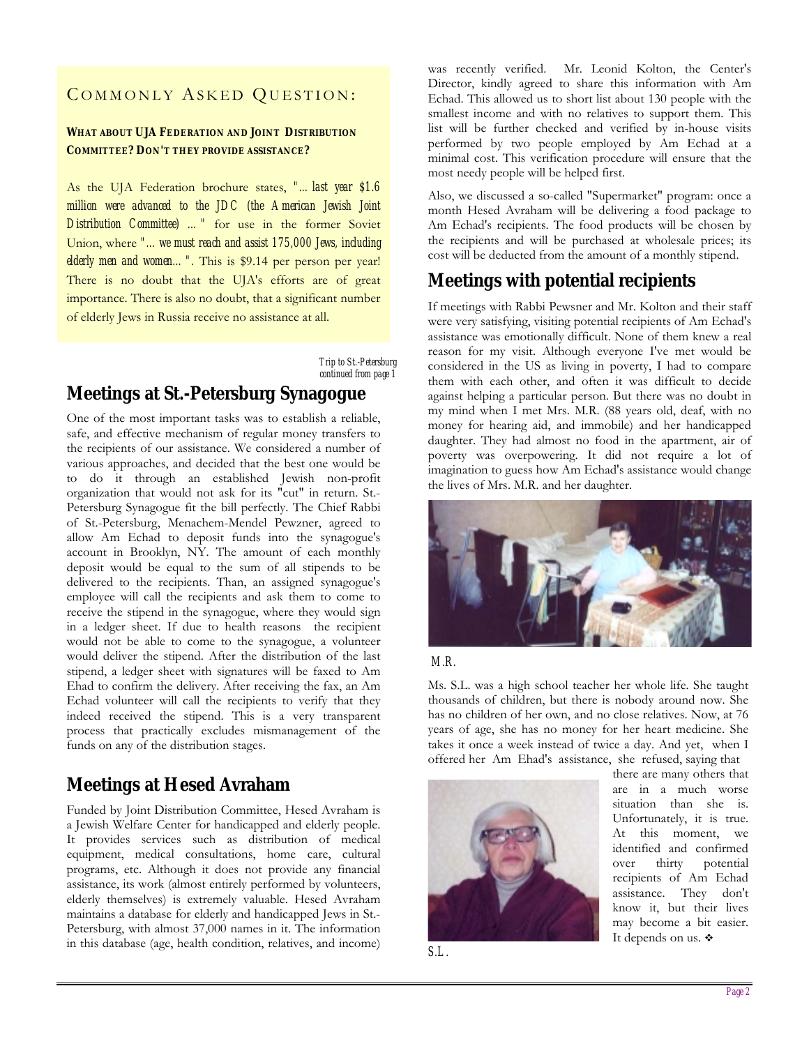## COMMONLY ASKED QUESTION:

**WHAT ABOUT UJA FEDERATION AND JOINT DISTRIBUTION COMMITTEE? DON'T THEY PROVIDE ASSISTANCE?**

As the UJA Federation brochure states, *"... last year $1.6 million were advanced to the JDC (the American Jewish Joint Distribution Committee) ..."* for use in the former Soviet Union, where *"... we must reach and assist 175,000 Jews, including elderly men and women...".* This is $9.14 per person per year! There is no doubt that the UJA's efforts are of great importance. There is also no doubt, that a significant number of elderly Jews in Russia receive no assistance at all.

*Trip to St.-Petersburg continued from page 1*

## Meetings at St.-Petersburg Synagogue

One of the most important tasks was to establish a reliable, safe, and effective mechanism of regular money transfers to the recipients of our assistance. We considered a number of various approaches, and decided that the best one would be to do it through an established Jewish non-profit organization that would not ask for its "cut" in return. St.-Petersburg Synagogue fit the bill perfectly. The Chief Rabbi of St.-Petersburg, Menachem-Mendel Pewzner, agreed to allow Am Echad to deposit funds into the synagogue's account in Brooklyn, NY. The amount of each monthly deposit would be equal to the sum of all stipends to be delivered to the recipients. Than, an assigned synagogue's employee will call the recipients and ask them to come to receive the stipend in the synagogue, where they would sign in a ledger sheet. If due to health reasons the recipient would not be able to come to the synagogue, a volunteer would deliver the stipend. After the distribution of the last stipend, a ledger sheet with signatures will be faxed to Am Ehad to confirm the delivery. After receiving the fax, an Am Echad volunteer will call the recipients to verify that they indeed received the stipend. This is a very transparent process that practically excludes mismanagement of the funds on any of the distribution stages.

## Meetings at Hesed Avraham

Funded by Joint Distribution Committee, Hesed Avraham is a Jewish Welfare Center for handicapped and elderly people. It provides services such as distribution of medical equipment, medical consultations, home care, cultural programs, etc. Although it does not provide any financial assistance, its work (almost entirely performed by volunteers, elderly themselves) is extremely valuable. Hesed Avraham maintains a database for elderly and handicapped Jews in St.-Petersburg, with almost 37,000 names in it. The information in this database (age, health condition, relatives, and income) was recently verified. Mr. Leonid Kolton, the Center's Director, kindly agreed to share this information with Am Echad. This allowed us to short list about 130 people with the smallest income and with no relatives to support them. This list will be further checked and verified by in-house visits performed by two people employed by Am Echad at a minimal cost. This verification procedure will ensure that the most needy people will be helped first.

Also, we discussed a so-called "Supermarket" program: once a month Hesed Avraham will be delivering a food package to Am Echad's recipients. The food products will be chosen by the recipients and will be purchased at wholesale prices; its cost will be deducted from the amount of a monthly stipend.

## Meetings with potential recipients

If meetings with Rabbi Pewsner and Mr. Kolton and their staff were very satisfying, visiting potential recipients of Am Echad's assistance was emotionally difficult. None of them knew a real reason for my visit. Although everyone I've met would be considered in the US as living in poverty, I had to compare them with each other, and often it was difficult to decide against helping a particular person. But there was no doubt in my mind when I met Mrs. M.R. (88 years old, deaf, with no money for hearing aid, and immobile) and her handicapped daughter. They had almost no food in the apartment, air of poverty was overpowering. It did not require a lot of imagination to guess how Am Echad's assistance would change the lives of Mrs. M.R. and her daughter.

M.R.

Ms. S.L. was a high school teacher her whole life. She taught thousands of children, but there is nobody around now. She has no children of her own, and no close relatives. Now, at 76 years of age, she has no money for her heart medicine. She takes it once a week instead of twice a day. And yet, when I offered her Am Ehad's assistance, she refused, saying that there are many others that are in a much worse situation than she is. Unfortunately, it is true. At this moment, we identified and confirmed over thirty potential recipients of Am Echad assistance. They don't know it, but their lives may become a bit easier. It depends on us. ❖

S.L.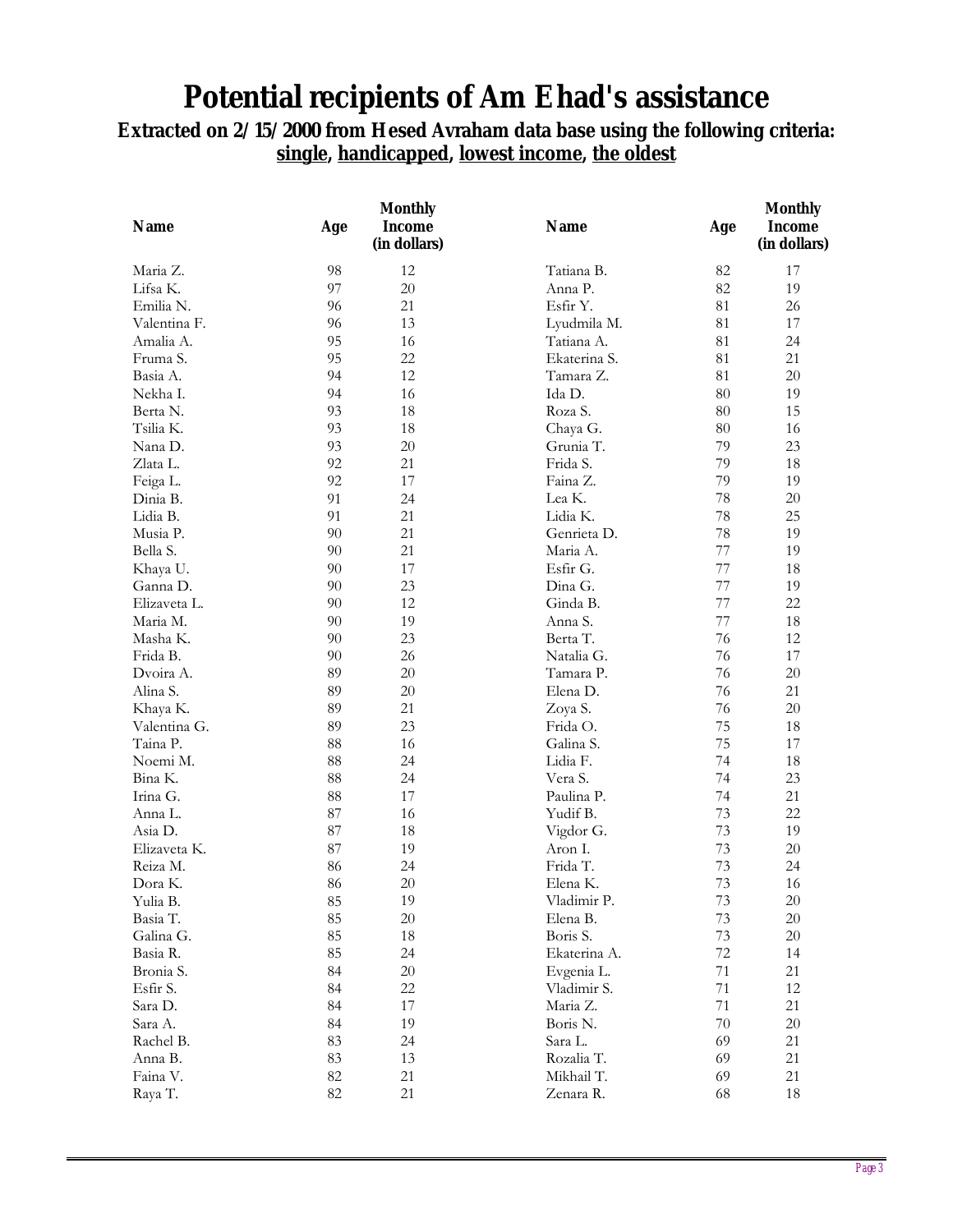# Potential recipients of Am Ehad's assistance

**Extracted on 2/15/2000 from Hesed Avraham data base using the following criteria: <u>single</u>, <u>handicapped</u>, <u>lowest income</u>, <u>the oldest</u>**

| Name | Age | Monthly Income (in dollars) |
|---|---|---|
| Maria Z. | 98 | 12 |
| Lifsa K. | 97 | 20 |
| Emilia N. | 96 | 21 |
| Valentina F. | 96 | 13 |
| Amalia A. | 95 | 16 |
| Fruma S. | 95 | 22 |
| Basia A. | 94 | 12 |
| Nekha I. | 94 | 16 |
| Berta N. | 93 | 18 |
| Tsilia K. | 93 | 18 |
| Nana D. | 93 | 20 |
| Zlata L. | 92 | 21 |
| Feiga L. | 92 | 17 |
| Dinia B. | 91 | 24 |
| Lidia B. | 91 | 21 |
| Musia P. | 90 | 21 |
| Bella S. | 90 | 21 |
| Khaya U. | 90 | 17 |
| Ganna D. | 90 | 23 |
| Elizaveta L. | 90 | 12 |
| Maria M. | 90 | 19 |
| Masha K. | 90 | 23 |
| Frida B. | 90 | 26 |
| Dvoira A. | 89 | 20 |
| Alina S. | 89 | 20 |
| Khaya K. | 89 | 21 |
| Valentina G. | 89 | 23 |
| Taina P. | 88 | 16 |
| Noemi M. | 88 | 24 |
| Bina K. | 88 | 24 |
| Irina G. | 88 | 17 |
| Anna L. | 87 | 16 |
| Asia D. | 87 | 18 |
| Elizaveta K. | 87 | 19 |
| Reiza M. | 86 | 24 |
| Dora K. | 86 | 20 |
| Yulia B. | 85 | 19 |
| Basia T. | 85 | 20 |
| Galina G. | 85 | 18 |
| Basia R. | 85 | 24 |
| Bronia S. | 84 | 20 |
| Esfir S. | 84 | 22 |
| Sara D. | 84 | 17 |
| Sara A. | 84 | 19 |
| Rachel B. | 83 | 24 |
| Anna B. | 83 | 13 |
| Faina V. | 82 | 21 |
| Raya T. | 82 | 21 |
| Tatiana B. | 82 | 17 |
| Anna P. | 82 | 19 |
| Esfir Y. | 81 | 26 |
| Lyudmila M. | 81 | 17 |
| Tatiana A. | 81 | 24 |
| Ekaterina S. | 81 | 21 |
| Tamara Z. | 81 | 20 |
| Ida D. | 80 | 19 |
| Roza S. | 80 | 15 |
| Chaya G. | 80 | 16 |
| Grunia T. | 79 | 23 |
| Frida S. | 79 | 18 |
| Faina Z. | 79 | 19 |
| Lea K. | 78 | 20 |
| Lidia K. | 78 | 25 |
| Genrieta D. | 78 | 19 |
| Maria A. | 77 | 19 |
| Esfir G. | 77 | 18 |
| Dina G. | 77 | 19 |
| Ginda B. | 77 | 22 |
| Anna S. | 77 | 18 |
| Berta T. | 76 | 12 |
| Natalia G. | 76 | 17 |
| Tamara P. | 76 | 20 |
| Elena D. | 76 | 21 |
| Zoya S. | 76 | 20 |
| Frida O. | 75 | 18 |
| Galina S. | 75 | 17 |
| Lidia F. | 74 | 18 |
| Vera S. | 74 | 23 |
| Paulina P. | 74 | 21 |
| Yudif B. | 73 | 22 |
| Vigdor G. | 73 | 19 |
| Aron I. | 73 | 20 |
| Frida T. | 73 | 24 |
| Elena K. | 73 | 16 |
| Vladimir P. | 73 | 20 |
| Elena B. | 73 | 20 |
| Boris S. | 73 | 20 |
| Ekaterina A. | 72 | 14 |
| Evgenia L. | 71 | 21 |
| Vladimir S. | 71 | 12 |
| Maria Z. | 71 | 21 |
| Boris N. | 70 | 20 |
| Sara L. | 69 | 21 |
| Rozalia T. | 69 | 21 |
| Mikhail T. | 69 | 21 |
| Zenara R. | 68 | 18 |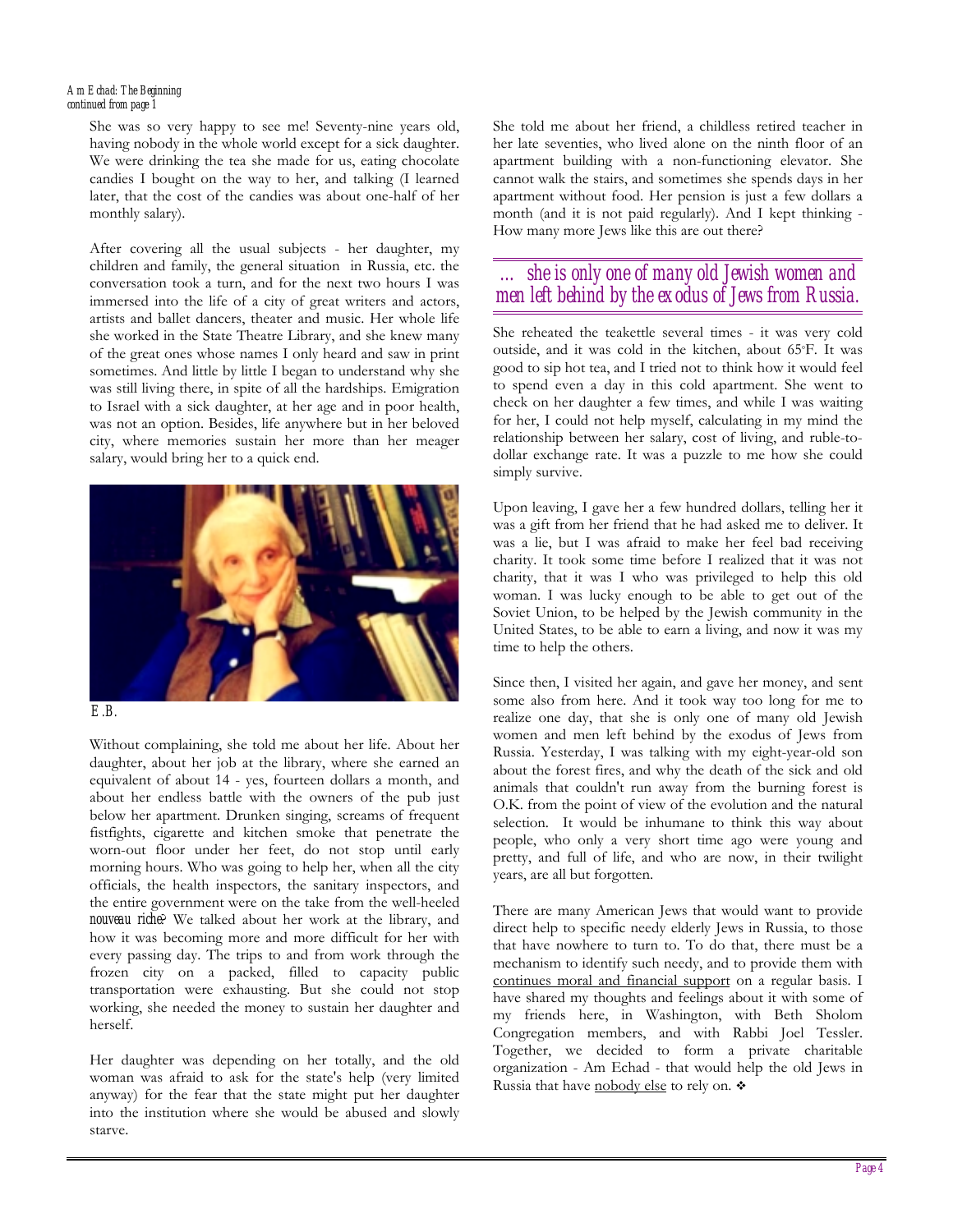*Am Echad: The Beginning*
*continued from page 1*

She was so very happy to see me! Seventy-nine years old, having nobody in the whole world except for a sick daughter. We were drinking the tea she made for us, eating chocolate candies I bought on the way to her, and talking (I learned later, that the cost of the candies was about one-half of her monthly salary).

After covering all the usual subjects - her daughter, my children and family, the general situation in Russia, etc. the conversation took a turn, and for the next two hours I was immersed into the life of a city of great writers and actors, artists and ballet dancers, theater and music. Her whole life she worked in the State Theatre Library, and she knew many of the great ones whose names I only heard and saw in print sometimes. And little by little I began to understand why she was still living there, in spite of all the hardships. Emigration to Israel with a sick daughter, at her age and in poor health, was not an option. Besides, life anywhere but in her beloved city, where memories sustain her more than her meager salary, would bring her to a quick end.

E.B.

Without complaining, she told me about her life. About her daughter, about her job at the library, where she earned an equivalent of about 14 - yes, fourteen dollars a month, and about her endless battle with the owners of the pub just below her apartment. Drunken singing, screams of frequent fistfights, cigarette and kitchen smoke that penetrate the worn-out floor under her feet, do not stop until early morning hours. Who was going to help her, when all the city officials, the health inspectors, the sanitary inspectors, and the entire government were on the take from the well-heeled *nouveau riche*? We talked about her work at the library, and how it was becoming more and more difficult for her with every passing day. The trips to and from work through the frozen city on a packed, filled to capacity public transportation were exhausting. But she could not stop working, she needed the money to sustain her daughter and herself.

Her daughter was depending on her totally, and the old woman was afraid to ask for the state's help (very limited anyway) for the fear that the state might put her daughter into the institution where she would be abused and slowly starve.

She told me about her friend, a childless retired teacher in her late seventies, who lived alone on the ninth floor of an apartment building with a non-functioning elevator. She cannot walk the stairs, and sometimes she spends days in her apartment without food. Her pension is just a few dollars a month (and it is not paid regularly). And I kept thinking - How many more Jews like this are out there?

> *... she is only one of many old Jewish women and men left behind by the exodus of Jews from Russia.*

She reheated the teakettle several times - it was very cold outside, and it was cold in the kitchen, about 65°F. It was good to sip hot tea, and I tried not to think how it would feel to spend even a day in this cold apartment. She went to check on her daughter a few times, and while I was waiting for her, I could not help myself, calculating in my mind the relationship between her salary, cost of living, and ruble-to-dollar exchange rate. It was a puzzle to me how she could simply survive.

Upon leaving, I gave her a few hundred dollars, telling her it was a gift from her friend that he had asked me to deliver. It was a lie, but I was afraid to make her feel bad receiving charity. It took some time before I realized that it was not charity, that it was I who was privileged to help this old woman. I was lucky enough to be able to get out of the Soviet Union, to be helped by the Jewish community in the United States, to be able to earn a living, and now it was my time to help the others.

Since then, I visited her again, and gave her money, and sent some also from here. And it took way too long for me to realize one day, that she is only one of many old Jewish women and men left behind by the exodus of Jews from Russia. Yesterday, I was talking with my eight-year-old son about the forest fires, and why the death of the sick and old animals that couldn't run away from the burning forest is O.K. from the point of view of the evolution and the natural selection. It would be inhumane to think this way about people, who only a very short time ago were young and pretty, and full of life, and who are now, in their twilight years, are all but forgotten.

There are many American Jews that would want to provide direct help to specific needy elderly Jews in Russia, to those that have nowhere to turn to. To do that, there must be a mechanism to identify such needy, and to provide them with <u>continues moral and financial support</u> on a regular basis. I have shared my thoughts and feelings about it with some of my friends here, in Washington, with Beth Sholom Congregation members, and with Rabbi Joel Tessler. Together, we decided to form a private charitable organization - Am Echad - that would help the old Jews in Russia that have <u>nobody else</u> to rely on. ❖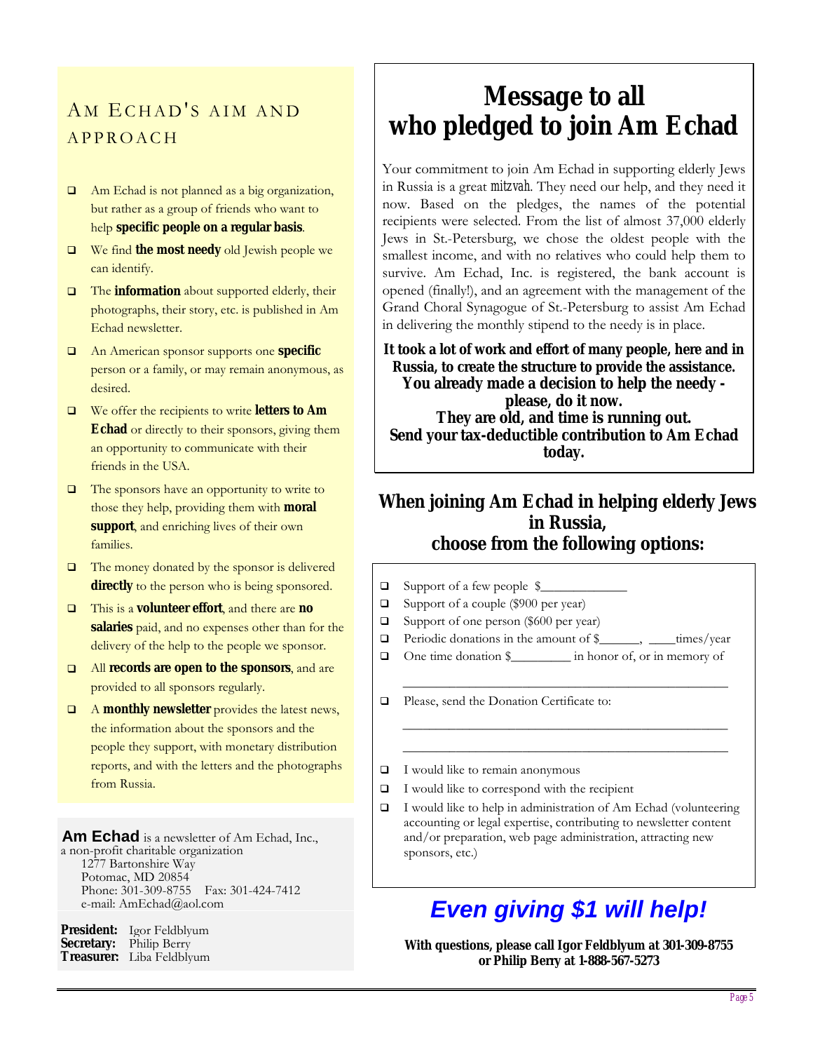## AM ECHAD'S AIM AND APPROACH

- Am Echad is not planned as a big organization, but rather as a group of friends who want to help **specific people on a regular basis**.
- We find **the most needy** old Jewish people we can identify.
- The **information** about supported elderly, their photographs, their story, etc. is published in Am Echad newsletter.
- An American sponsor supports one **specific** person or a family, or may remain anonymous, as desired.
- We offer the recipients to write **letters to Am Echad** or directly to their sponsors, giving them an opportunity to communicate with their friends in the USA.
- The sponsors have an opportunity to write to those they help, providing them with **moral support**, and enriching lives of their own families.
- The money donated by the sponsor is delivered **directly** to the person who is being sponsored.
- This is a **volunteer effort**, and there are **no salaries** paid, and no expenses other than for the delivery of the help to the people we sponsor.
- All **records are open to the sponsors**, and are provided to all sponsors regularly.
- A **monthly newsletter** provides the latest news, the information about the sponsors and the people they support, with monetary distribution reports, and with the letters and the photographs from Russia.

**Am Echad** is a newsletter of Am Echad, Inc., a non-profit charitable organization
1277 Bartonshire Way
Potomac, MD 20854
Phone: 301-309-8755 Fax: 301-424-7412
e-mail: AmEchad@aol.com

**President:** Igor Feldblyum
**Secretary:** Philip Berry
**Treasurer:** Liba Feldblyum

# Message to all who pledged to join Am Echad

Your commitment to join Am Echad in supporting elderly Jews in Russia is a great *mitzvah*. They need our help, and they need it now. Based on the pledges, the names of the potential recipients were selected. From the list of almost 37,000 elderly Jews in St.-Petersburg, we chose the oldest people with the smallest income, and with no relatives who could help them to survive. Am Echad, Inc. is registered, the bank account is opened (finally!), and an agreement with the management of the Grand Choral Synagogue of St.-Petersburg to assist Am Echad in delivering the monthly stipend to the needy is in place.

**It took a lot of work and effort of many people, here and in Russia, to create the structure to provide the assistance. You already made a decision to help the needy - please, do it now. They are old, and time is running out. Send your tax-deductible contribution to Am Echad today.**

## When joining Am Echad in helping elderly Jews in Russia, choose from the following options:

- Support of a few people $_____________
- Support of a couple ($900 per year)
- Support of one person ($600 per year)
- Periodic donations in the amount of $______, ____times/year
- One time donation $_________ in honor of, or in memory of

  ______________________________________________
- Please, send the Donation Certificate to:

  ______________________________________________

  ______________________________________________
- I would like to remain anonymous
- I would like to correspond with the recipient
- I would like to help in administration of Am Echad (volunteering accounting or legal expertise, contributing to newsletter content and/or preparation, web page administration, attracting new sponsors, etc.)

***Even giving $1 will help!***

**With questions, please call Igor Feldblyum at 301-309-8755 or Philip Berry at 1-888-567-5273**